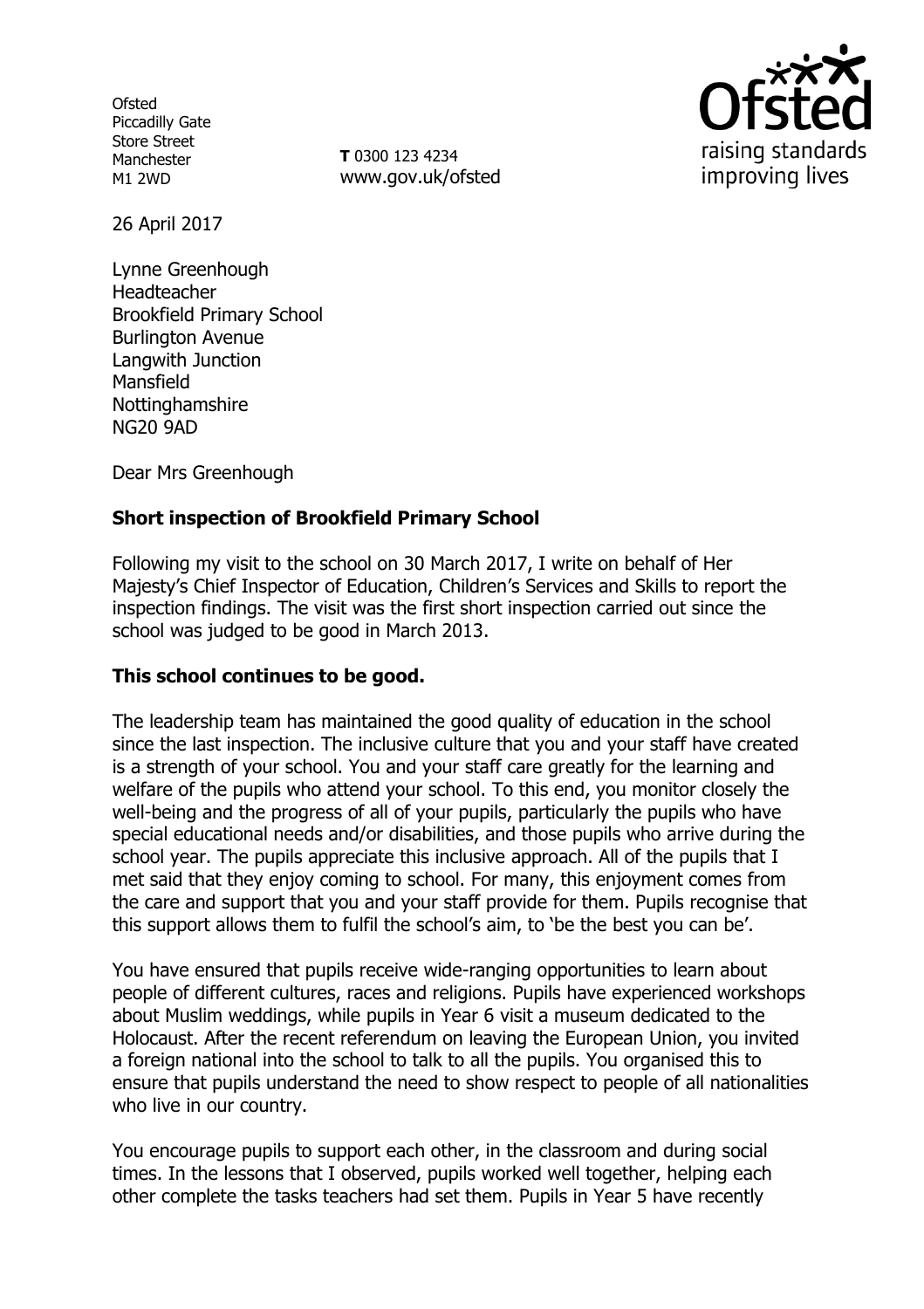Ofsted
Piccadilly Gate
Store Street
Manchester
M1 2WD

**T** 0300 123 4234
www.gov.uk/ofsted

26 April 2017

Lynne Greenhough
Headteacher
Brookfield Primary School
Burlington Avenue
Langwith Junction
Mansfield
Nottinghamshire
NG20 9AD

Dear Mrs Greenhough

**Short inspection of Brookfield Primary School**

Following my visit to the school on 30 March 2017, I write on behalf of Her Majesty's Chief Inspector of Education, Children's Services and Skills to report the inspection findings. The visit was the first short inspection carried out since the school was judged to be good in March 2013.

**This school continues to be good.**

The leadership team has maintained the good quality of education in the school since the last inspection. The inclusive culture that you and your staff have created is a strength of your school. You and your staff care greatly for the learning and welfare of the pupils who attend your school. To this end, you monitor closely the well-being and the progress of all of your pupils, particularly the pupils who have special educational needs and/or disabilities, and those pupils who arrive during the school year. The pupils appreciate this inclusive approach. All of the pupils that I met said that they enjoy coming to school. For many, this enjoyment comes from the care and support that you and your staff provide for them. Pupils recognise that this support allows them to fulfil the school's aim, to 'be the best you can be'.

You have ensured that pupils receive wide-ranging opportunities to learn about people of different cultures, races and religions. Pupils have experienced workshops about Muslim weddings, while pupils in Year 6 visit a museum dedicated to the Holocaust. After the recent referendum on leaving the European Union, you invited a foreign national into the school to talk to all the pupils. You organised this to ensure that pupils understand the need to show respect to people of all nationalities who live in our country.

You encourage pupils to support each other, in the classroom and during social times. In the lessons that I observed, pupils worked well together, helping each other complete the tasks teachers had set them. Pupils in Year 5 have recently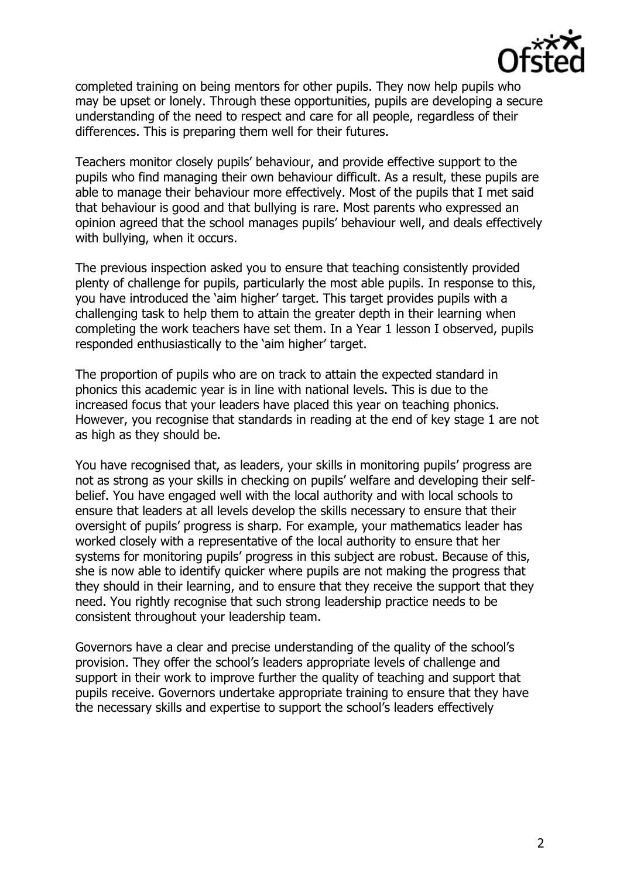completed training on being mentors for other pupils. They now help pupils who may be upset or lonely. Through these opportunities, pupils are developing a secure understanding of the need to respect and care for all people, regardless of their differences. This is preparing them well for their futures.

Teachers monitor closely pupils' behaviour, and provide effective support to the pupils who find managing their own behaviour difficult. As a result, these pupils are able to manage their behaviour more effectively. Most of the pupils that I met said that behaviour is good and that bullying is rare. Most parents who expressed an opinion agreed that the school manages pupils' behaviour well, and deals effectively with bullying, when it occurs.

The previous inspection asked you to ensure that teaching consistently provided plenty of challenge for pupils, particularly the most able pupils. In response to this, you have introduced the 'aim higher' target. This target provides pupils with a challenging task to help them to attain the greater depth in their learning when completing the work teachers have set them. In a Year 1 lesson I observed, pupils responded enthusiastically to the 'aim higher' target.

The proportion of pupils who are on track to attain the expected standard in phonics this academic year is in line with national levels. This is due to the increased focus that your leaders have placed this year on teaching phonics. However, you recognise that standards in reading at the end of key stage 1 are not as high as they should be.

You have recognised that, as leaders, your skills in monitoring pupils' progress are not as strong as your skills in checking on pupils' welfare and developing their self-belief. You have engaged well with the local authority and with local schools to ensure that leaders at all levels develop the skills necessary to ensure that their oversight of pupils' progress is sharp. For example, your mathematics leader has worked closely with a representative of the local authority to ensure that her systems for monitoring pupils' progress in this subject are robust. Because of this, she is now able to identify quicker where pupils are not making the progress that they should in their learning, and to ensure that they receive the support that they need. You rightly recognise that such strong leadership practice needs to be consistent throughout your leadership team.

Governors have a clear and precise understanding of the quality of the school's provision. They offer the school's leaders appropriate levels of challenge and support in their work to improve further the quality of teaching and support that pupils receive. Governors undertake appropriate training to ensure that they have the necessary skills and expertise to support the school's leaders effectively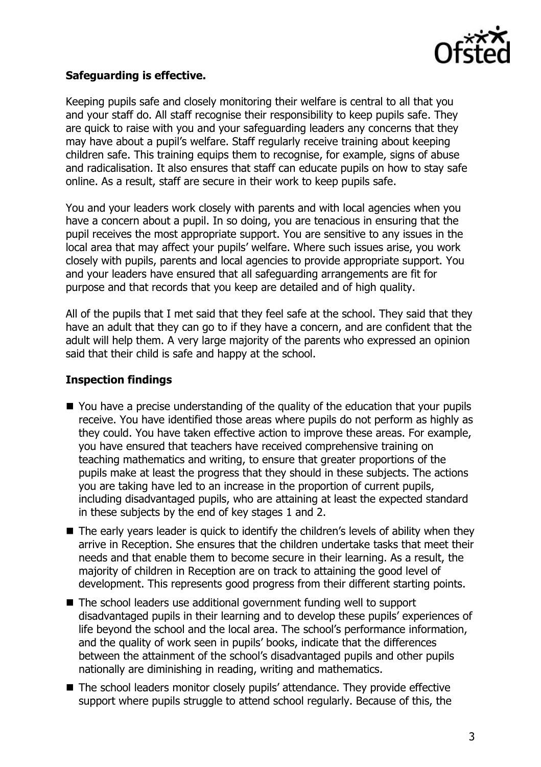**Safeguarding is effective.**

Keeping pupils safe and closely monitoring their welfare is central to all that you and your staff do. All staff recognise their responsibility to keep pupils safe. They are quick to raise with you and your safeguarding leaders any concerns that they may have about a pupil's welfare. Staff regularly receive training about keeping children safe. This training equips them to recognise, for example, signs of abuse and radicalisation. It also ensures that staff can educate pupils on how to stay safe online. As a result, staff are secure in their work to keep pupils safe.

You and your leaders work closely with parents and with local agencies when you have a concern about a pupil. In so doing, you are tenacious in ensuring that the pupil receives the most appropriate support. You are sensitive to any issues in the local area that may affect your pupils' welfare. Where such issues arise, you work closely with pupils, parents and local agencies to provide appropriate support. You and your leaders have ensured that all safeguarding arrangements are fit for purpose and that records that you keep are detailed and of high quality.

All of the pupils that I met said that they feel safe at the school. They said that they have an adult that they can go to if they have a concern, and are confident that the adult will help them. A very large majority of the parents who expressed an opinion said that their child is safe and happy at the school.

**Inspection findings**

- You have a precise understanding of the quality of the education that your pupils receive. You have identified those areas where pupils do not perform as highly as they could. You have taken effective action to improve these areas. For example, you have ensured that teachers have received comprehensive training on teaching mathematics and writing, to ensure that greater proportions of the pupils make at least the progress that they should in these subjects. The actions you are taking have led to an increase in the proportion of current pupils, including disadvantaged pupils, who are attaining at least the expected standard in these subjects by the end of key stages 1 and 2.
- The early years leader is quick to identify the children's levels of ability when they arrive in Reception. She ensures that the children undertake tasks that meet their needs and that enable them to become secure in their learning. As a result, the majority of children in Reception are on track to attaining the good level of development. This represents good progress from their different starting points.
- The school leaders use additional government funding well to support disadvantaged pupils in their learning and to develop these pupils' experiences of life beyond the school and the local area. The school's performance information, and the quality of work seen in pupils' books, indicate that the differences between the attainment of the school's disadvantaged pupils and other pupils nationally are diminishing in reading, writing and mathematics.
- The school leaders monitor closely pupils' attendance. They provide effective support where pupils struggle to attend school regularly. Because of this, the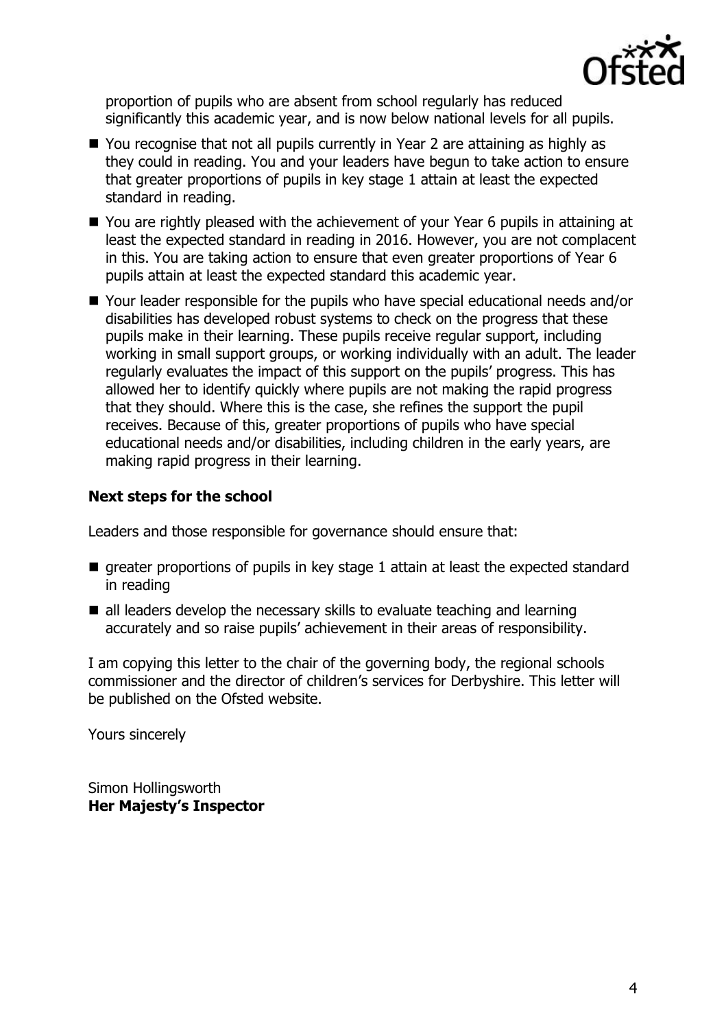proportion of pupils who are absent from school regularly has reduced significantly this academic year, and is now below national levels for all pupils.

- You recognise that not all pupils currently in Year 2 are attaining as highly as they could in reading. You and your leaders have begun to take action to ensure that greater proportions of pupils in key stage 1 attain at least the expected standard in reading.
- You are rightly pleased with the achievement of your Year 6 pupils in attaining at least the expected standard in reading in 2016. However, you are not complacent in this. You are taking action to ensure that even greater proportions of Year 6 pupils attain at least the expected standard this academic year.
- Your leader responsible for the pupils who have special educational needs and/or disabilities has developed robust systems to check on the progress that these pupils make in their learning. These pupils receive regular support, including working in small support groups, or working individually with an adult. The leader regularly evaluates the impact of this support on the pupils' progress. This has allowed her to identify quickly where pupils are not making the rapid progress that they should. Where this is the case, she refines the support the pupil receives. Because of this, greater proportions of pupils who have special educational needs and/or disabilities, including children in the early years, are making rapid progress in their learning.

**Next steps for the school**

Leaders and those responsible for governance should ensure that:

- greater proportions of pupils in key stage 1 attain at least the expected standard in reading
- all leaders develop the necessary skills to evaluate teaching and learning accurately and so raise pupils' achievement in their areas of responsibility.

I am copying this letter to the chair of the governing body, the regional schools commissioner and the director of children's services for Derbyshire. This letter will be published on the Ofsted website.

Yours sincerely

Simon Hollingsworth
**Her Majesty's Inspector**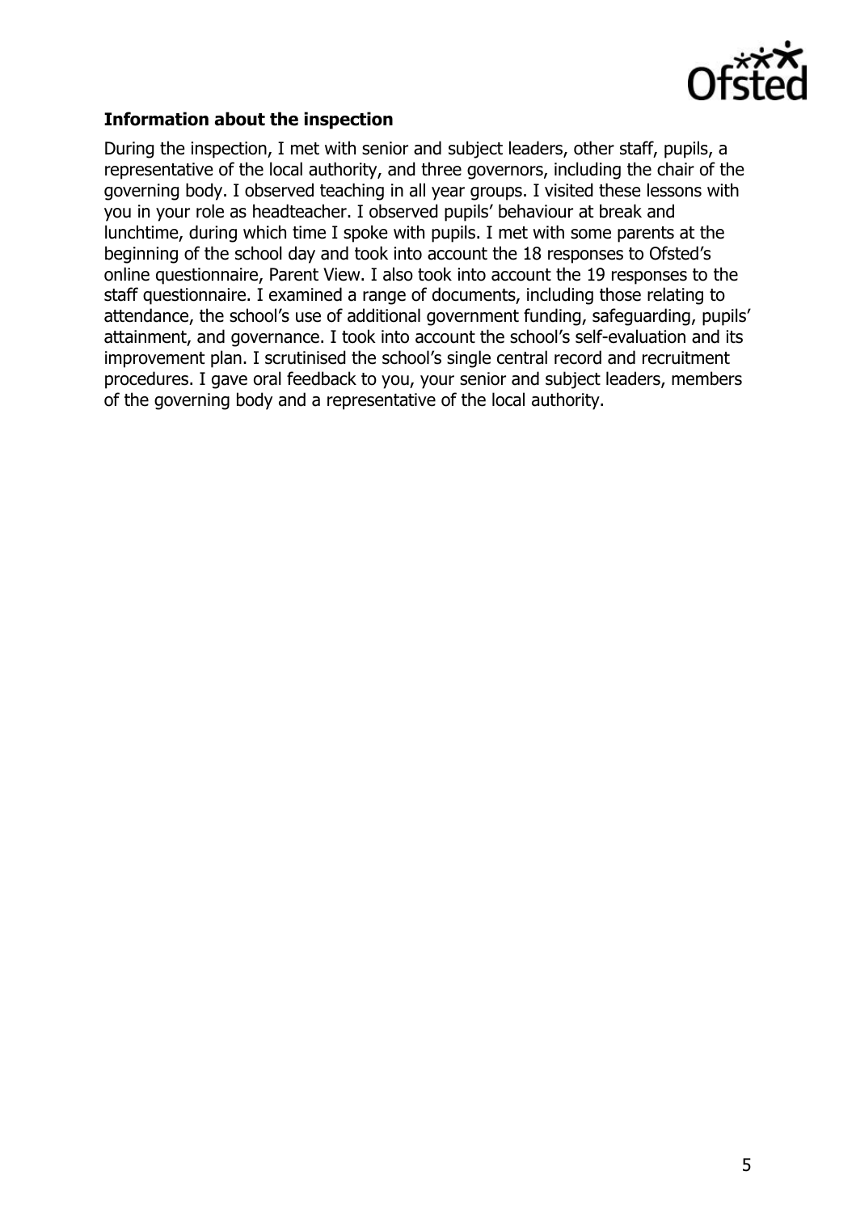**Information about the inspection**

During the inspection, I met with senior and subject leaders, other staff, pupils, a representative of the local authority, and three governors, including the chair of the governing body. I observed teaching in all year groups. I visited these lessons with you in your role as headteacher. I observed pupils' behaviour at break and lunchtime, during which time I spoke with pupils. I met with some parents at the beginning of the school day and took into account the 18 responses to Ofsted's online questionnaire, Parent View. I also took into account the 19 responses to the staff questionnaire. I examined a range of documents, including those relating to attendance, the school's use of additional government funding, safeguarding, pupils' attainment, and governance. I took into account the school's self-evaluation and its improvement plan. I scrutinised the school's single central record and recruitment procedures. I gave oral feedback to you, your senior and subject leaders, members of the governing body and a representative of the local authority.